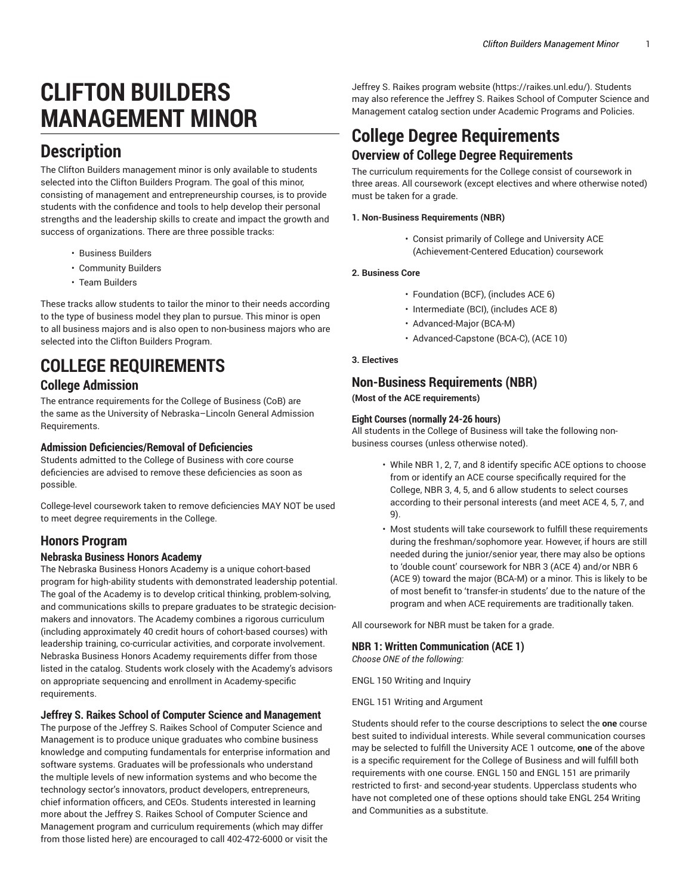# CLIFTON BUILDERS MANAGEMENT MINOR

## Description

The Clifton Builders management minor is only available to students selected into the Clifton Builders Program. The goal of this minor, consisting of management and entrepreneurship courses, is to provide students with the confidence and tools to help develop their personal strengths and the leadership skills to create and impact the growth and success of organizations. There are three possible tracks:

- Business Builders
- Community Builders
- Team Builders

These tracks allow students to tailor the minor to their needs according to the type of business model they plan to pursue. This minor is open to all business majors and is also open to non-business majors who are selected into the Clifton Builders Program.

# COLLEGE REQUIREMENTS

## College Admission

The entrance requirements for the College of Business (CoB) are the same as the University of Nebraska–Lincoln General Admission Requirements.

### Admission Deficiencies/Removal of Deficiencies

Students admitted to the College of Business with core course deficiencies are advised to remove these deficiencies as soon as possible.

College-level coursework taken to remove deficiencies MAY NOT be used to meet degree requirements in the College.

## Honors Program

### Nebraska Business Honors Academy

The Nebraska Business Honors Academy is a unique cohort-based program for high-ability students with demonstrated leadership potential. The goal of the Academy is to develop critical thinking, problem-solving, and communications skills to prepare graduates to be strategic decision-makers and innovators. The Academy combines a rigorous curriculum (including approximately 40 credit hours of cohort-based courses) with leadership training, co-curricular activities, and corporate involvement. Nebraska Business Honors Academy requirements differ from those listed in the catalog. Students work closely with the Academy's advisors on appropriate sequencing and enrollment in Academy-specific requirements.

### Jeffrey S. Raikes School of Computer Science and Management

The purpose of the Jeffrey S. Raikes School of Computer Science and Management is to produce unique graduates who combine business knowledge and computing fundamentals for enterprise information and software systems. Graduates will be professionals who understand the multiple levels of new information systems and who become the technology sector's innovators, product developers, entrepreneurs, chief information officers, and CEOs. Students interested in learning more about the Jeffrey S. Raikes School of Computer Science and Management program and curriculum requirements (which may differ from those listed here) are encouraged to call 402-472-6000 or visit the Jeffrey S. Raikes program website (https://raikes.unl.edu/). Students may also reference the Jeffrey S. Raikes School of Computer Science and Management catalog section under Academic Programs and Policies.

# College Degree Requirements

## Overview of College Degree Requirements

The curriculum requirements for the College consist of coursework in three areas. All coursework (except electives and where otherwise noted) must be taken for a grade.

**1. Non-Business Requirements (NBR)**

- Consist primarily of College and University ACE (Achievement-Centered Education) coursework

**2. Business Core**

- Foundation (BCF), (includes ACE 6)
- Intermediate (BCI), (includes ACE 8)
- Advanced-Major (BCA-M)
- Advanced-Capstone (BCA-C), (ACE 10)

**3. Electives**

## Non-Business Requirements (NBR)

**(Most of the ACE requirements)**

### Eight Courses (normally 24-26 hours)

All students in the College of Business will take the following non-business courses (unless otherwise noted).

- While NBR 1, 2, 7, and 8 identify specific ACE options to choose from or identify an ACE course specifically required for the College, NBR 3, 4, 5, and 6 allow students to select courses according to their personal interests (and meet ACE 4, 5, 7, and 9).
- Most students will take coursework to fulfill these requirements during the freshman/sophomore year. However, if hours are still needed during the junior/senior year, there may also be options to 'double count' coursework for NBR 3 (ACE 4) and/or NBR 6 (ACE 9) toward the major (BCA-M) or a minor. This is likely to be of most benefit to 'transfer-in students' due to the nature of the program and when ACE requirements are traditionally taken.

All coursework for NBR must be taken for a grade.

### NBR 1: Written Communication (ACE 1)

*Choose ONE of the following:*

ENGL 150 Writing and Inquiry

ENGL 151 Writing and Argument

Students should refer to the course descriptions to select the **one** course best suited to individual interests. While several communication courses may be selected to fulfill the University ACE 1 outcome, **one** of the above is a specific requirement for the College of Business and will fulfill both requirements with one course. ENGL 150 and ENGL 151 are primarily restricted to first- and second-year students. Upperclass students who have not completed one of these options should take ENGL 254 Writing and Communities as a substitute.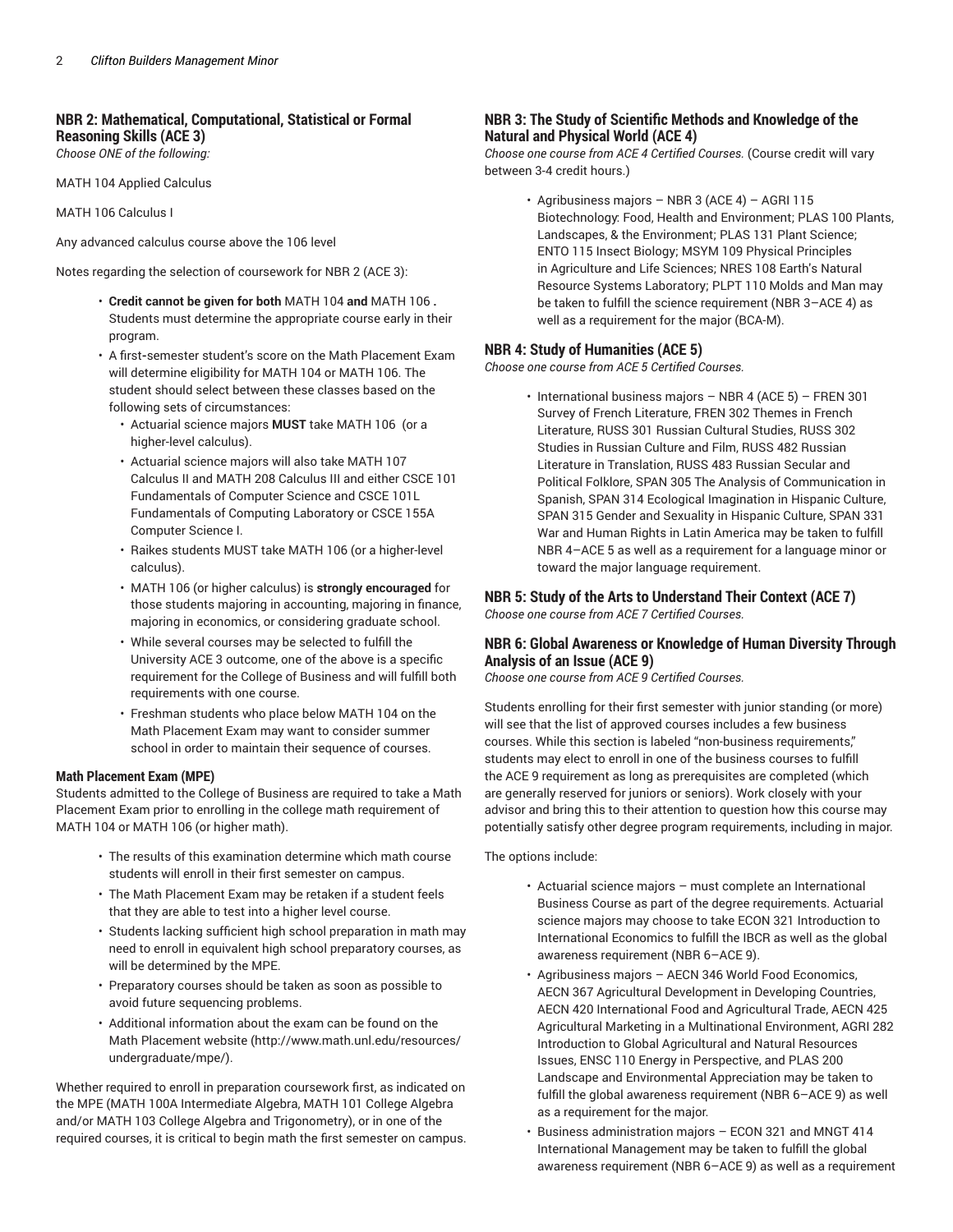### NBR 2: Mathematical, Computational, Statistical or Formal Reasoning Skills (ACE 3)

*Choose ONE of the following:*

MATH 104 Applied Calculus

MATH 106 Calculus I

Any advanced calculus course above the 106 level

Notes regarding the selection of coursework for NBR 2 (ACE 3):

- **Credit cannot be given for both** MATH 104 **and** MATH 106 **.** Students must determine the appropriate course early in their program.
- A first-semester student's score on the Math Placement Exam will determine eligibility for MATH 104 or MATH 106. The student should select between these classes based on the following sets of circumstances:
  - Actuarial science majors **MUST** take MATH 106 (or a higher-level calculus).
  - Actuarial science majors will also take MATH 107 Calculus II and MATH 208 Calculus III and either CSCE 101 Fundamentals of Computer Science and CSCE 101L Fundamentals of Computing Laboratory or CSCE 155A Computer Science I.
  - Raikes students MUST take MATH 106 (or a higher-level calculus).
  - MATH 106 (or higher calculus) is **strongly encouraged** for those students majoring in accounting, majoring in finance, majoring in economics, or considering graduate school.
  - While several courses may be selected to fulfill the University ACE 3 outcome, one of the above is a specific requirement for the College of Business and will fulfill both requirements with one course.
  - Freshman students who place below MATH 104 on the Math Placement Exam may want to consider summer school in order to maintain their sequence of courses.

#### Math Placement Exam (MPE)

Students admitted to the College of Business are required to take a Math Placement Exam prior to enrolling in the college math requirement of MATH 104 or MATH 106 (or higher math).

- The results of this examination determine which math course students will enroll in their first semester on campus.
- The Math Placement Exam may be retaken if a student feels that they are able to test into a higher level course.
- Students lacking sufficient high school preparation in math may need to enroll in equivalent high school preparatory courses, as will be determined by the MPE.
- Preparatory courses should be taken as soon as possible to avoid future sequencing problems.
- Additional information about the exam can be found on the Math Placement website (http://www.math.unl.edu/resources/undergraduate/mpe/).

Whether required to enroll in preparation coursework first, as indicated on the MPE (MATH 100A Intermediate Algebra, MATH 101 College Algebra and/or MATH 103 College Algebra and Trigonometry), or in one of the required courses, it is critical to begin math the first semester on campus.

### NBR 3: The Study of Scientific Methods and Knowledge of the Natural and Physical World (ACE 4)

*Choose one course from ACE 4 Certified Courses.* (Course credit will vary between 3-4 credit hours.)

- Agribusiness majors – NBR 3 (ACE 4) – AGRI 115 Biotechnology: Food, Health and Environment; PLAS 100 Plants, Landscapes, & the Environment; PLAS 131 Plant Science; ENTO 115 Insect Biology; MSYM 109 Physical Principles in Agriculture and Life Sciences; NRES 108 Earth's Natural Resource Systems Laboratory; PLPT 110 Molds and Man may be taken to fulfill the science requirement (NBR 3–ACE 4) as well as a requirement for the major (BCA-M).

### NBR 4: Study of Humanities (ACE 5)

*Choose one course from ACE 5 Certified Courses.*

- International business majors – NBR 4 (ACE 5) – FREN 301 Survey of French Literature, FREN 302 Themes in French Literature, RUSS 301 Russian Cultural Studies, RUSS 302 Studies in Russian Culture and Film, RUSS 482 Russian Literature in Translation, RUSS 483 Russian Secular and Political Folklore, SPAN 305 The Analysis of Communication in Spanish, SPAN 314 Ecological Imagination in Hispanic Culture, SPAN 315 Gender and Sexuality in Hispanic Culture, SPAN 331 War and Human Rights in Latin America may be taken to fulfill NBR 4–ACE 5 as well as a requirement for a language minor or toward the major language requirement.

### NBR 5: Study of the Arts to Understand Their Context (ACE 7)

*Choose one course from ACE 7 Certified Courses.*

### NBR 6: Global Awareness or Knowledge of Human Diversity Through Analysis of an Issue (ACE 9)

*Choose one course from ACE 9 Certified Courses.*

Students enrolling for their first semester with junior standing (or more) will see that the list of approved courses includes a few business courses. While this section is labeled "non-business requirements," students may elect to enroll in one of the business courses to fulfill the ACE 9 requirement as long as prerequisites are completed (which are generally reserved for juniors or seniors). Work closely with your advisor and bring this to their attention to question how this course may potentially satisfy other degree program requirements, including in major.

The options include:

- Actuarial science majors – must complete an International Business Course as part of the degree requirements. Actuarial science majors may choose to take ECON 321 Introduction to International Economics to fulfill the IBCR as well as the global awareness requirement (NBR 6–ACE 9).
- Agribusiness majors – AECN 346 World Food Economics, AECN 367 Agricultural Development in Developing Countries, AECN 420 International Food and Agricultural Trade, AECN 425 Agricultural Marketing in a Multinational Environment, AGRI 282 Introduction to Global Agricultural and Natural Resources Issues, ENSC 110 Energy in Perspective, and PLAS 200 Landscape and Environmental Appreciation may be taken to fulfill the global awareness requirement (NBR 6–ACE 9) as well as a requirement for the major.
- Business administration majors – ECON 321 and MNGT 414 International Management may be taken to fulfill the global awareness requirement (NBR 6–ACE 9) as well as a requirement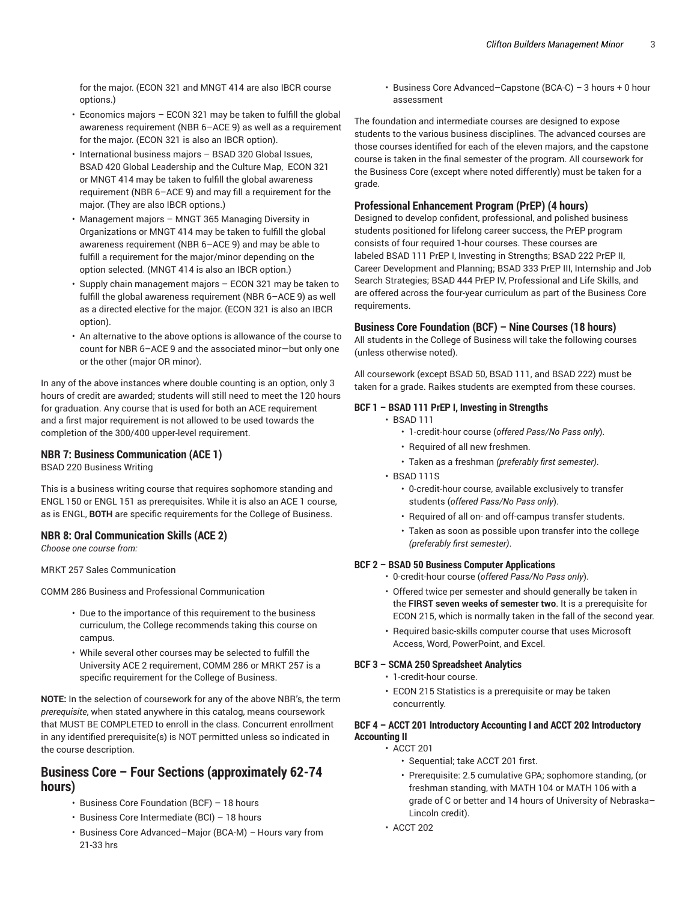for the major. (ECON 321 and MNGT 414 are also IBCR course options.)

- Economics majors – ECON 321 may be taken to fulfill the global awareness requirement (NBR 6–ACE 9) as well as a requirement for the major. (ECON 321 is also an IBCR option).
- International business majors – BSAD 320 Global Issues, BSAD 420 Global Leadership and the Culture Map, ECON 321 or MNGT 414 may be taken to fulfill the global awareness requirement (NBR 6–ACE 9) and may fill a requirement for the major. (They are also IBCR options.)
- Management majors – MNGT 365 Managing Diversity in Organizations or MNGT 414 may be taken to fulfill the global awareness requirement (NBR 6–ACE 9) and may be able to fulfill a requirement for the major/minor depending on the option selected. (MNGT 414 is also an IBCR option.)
- Supply chain management majors – ECON 321 may be taken to fulfill the global awareness requirement (NBR 6–ACE 9) as well as a directed elective for the major. (ECON 321 is also an IBCR option).
- An alternative to the above options is allowance of the course to count for NBR 6–ACE 9 and the associated minor—but only one or the other (major OR minor).

In any of the above instances where double counting is an option, only 3 hours of credit are awarded; students will still need to meet the 120 hours for graduation. Any course that is used for both an ACE requirement and a first major requirement is not allowed to be used towards the completion of the 300/400 upper-level requirement.

### NBR 7: Business Communication (ACE 1)

BSAD 220 Business Writing

This is a business writing course that requires sophomore standing and ENGL 150 or ENGL 151 as prerequisites. While it is also an ACE 1 course, as is ENGL, **BOTH** are specific requirements for the College of Business.

### NBR 8: Oral Communication Skills (ACE 2)

*Choose one course from:*

MRKT 257 Sales Communication

COMM 286 Business and Professional Communication

- Due to the importance of this requirement to the business curriculum, the College recommends taking this course on campus.
- While several other courses may be selected to fulfill the University ACE 2 requirement, COMM 286 or MRKT 257 is a specific requirement for the College of Business.

**NOTE:** In the selection of coursework for any of the above NBR's, the term *prerequisite*, when stated anywhere in this catalog, means coursework that MUST BE COMPLETED to enroll in the class. Concurrent enrollment in any identified prerequisite(s) is NOT permitted unless so indicated in the course description.

## Business Core – Four Sections (approximately 62-74 hours)

- Business Core Foundation (BCF) – 18 hours
- Business Core Intermediate (BCI) – 18 hours
- Business Core Advanced–Major (BCA-M) – Hours vary from 21-33 hrs
- Business Core Advanced–Capstone (BCA-C) – 3 hours + 0 hour assessment

The foundation and intermediate courses are designed to expose students to the various business disciplines. The advanced courses are those courses identified for each of the eleven majors, and the capstone course is taken in the final semester of the program. All coursework for the Business Core (except where noted differently) must be taken for a grade.

### Professional Enhancement Program (PrEP) (4 hours)

Designed to develop confident, professional, and polished business students positioned for lifelong career success, the PrEP program consists of four required 1-hour courses. These courses are labeled BSAD 111 PrEP I, Investing in Strengths; BSAD 222 PrEP II, Career Development and Planning; BSAD 333 PrEP III, Internship and Job Search Strategies; BSAD 444 PrEP IV, Professional and Life Skills, and are offered across the four-year curriculum as part of the Business Core requirements.

### Business Core Foundation (BCF) – Nine Courses (18 hours)

All students in the College of Business will take the following courses (unless otherwise noted).

All coursework (except BSAD 50, BSAD 111, and BSAD 222) must be taken for a grade. Raikes students are exempted from these courses.

#### BCF 1 – BSAD 111 PrEP I, Investing in Strengths

- BSAD 111
  - 1-credit-hour course (*offered Pass/No Pass only*).
  - Required of all new freshmen.
  - Taken as a freshman *(preferably first semester)*.
- BSAD 111S
  - 0-credit-hour course, available exclusively to transfer students (*offered Pass/No Pass only*).
  - Required of all on- and off-campus transfer students.
  - Taken as soon as possible upon transfer into the college *(preferably first semester)*.

#### BCF 2 – BSAD 50 Business Computer Applications

- 0-credit-hour course (*offered Pass/No Pass only*).
- Offered twice per semester and should generally be taken in the **FIRST seven weeks of semester two**. It is a prerequisite for ECON 215, which is normally taken in the fall of the second year.
- Required basic-skills computer course that uses Microsoft Access, Word, PowerPoint, and Excel.

#### BCF 3 – SCMA 250 Spreadsheet Analytics

- 1-credit-hour course.
- ECON 215 Statistics is a prerequisite or may be taken concurrently.

#### BCF 4 – ACCT 201 Introductory Accounting I and ACCT 202 Introductory Accounting II

- ACCT 201
  - Sequential; take ACCT 201 first.
  - Prerequisite: 2.5 cumulative GPA; sophomore standing, (or freshman standing, with MATH 104 or MATH 106 with a grade of C or better and 14 hours of University of Nebraska–Lincoln credit).
- ACCT 202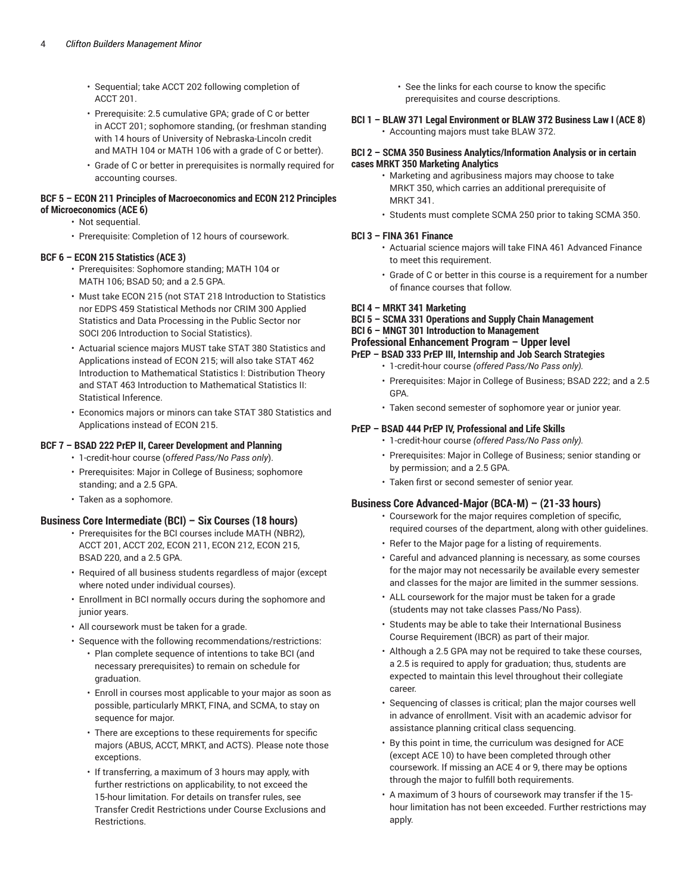- Sequential; take ACCT 202 following completion of ACCT 201.
- Prerequisite: 2.5 cumulative GPA; grade of C or better in ACCT 201; sophomore standing, (or freshman standing with 14 hours of University of Nebraska-Lincoln credit and MATH 104 or MATH 106 with a grade of C or better).
- Grade of C or better in prerequisites is normally required for accounting courses.

#### BCF 5 – ECON 211 Principles of Macroeconomics and ECON 212 Principles of Microeconomics (ACE 6)

- Not sequential.
- Prerequisite: Completion of 12 hours of coursework.

#### BCF 6 – ECON 215 Statistics (ACE 3)

- Prerequisites: Sophomore standing; MATH 104 or MATH 106; BSAD 50; and a 2.5 GPA.
- Must take ECON 215 (not STAT 218 Introduction to Statistics nor EDPS 459 Statistical Methods nor CRIM 300 Applied Statistics and Data Processing in the Public Sector nor SOCI 206 Introduction to Social Statistics).
- Actuarial science majors MUST take STAT 380 Statistics and Applications instead of ECON 215; will also take STAT 462 Introduction to Mathematical Statistics I: Distribution Theory and STAT 463 Introduction to Mathematical Statistics II: Statistical Inference.
- Economics majors or minors can take STAT 380 Statistics and Applications instead of ECON 215.

#### BCF 7 – BSAD 222 PrEP II, Career Development and Planning

- 1-credit-hour course (*offered Pass/No Pass only*).
- Prerequisites: Major in College of Business; sophomore standing; and a 2.5 GPA.
- Taken as a sophomore.

### Business Core Intermediate (BCI) – Six Courses (18 hours)

- Prerequisites for the BCI courses include MATH (NBR2), ACCT 201, ACCT 202, ECON 211, ECON 212, ECON 215, BSAD 220, and a 2.5 GPA.
- Required of all business students regardless of major (except where noted under individual courses).
- Enrollment in BCI normally occurs during the sophomore and junior years.
- All coursework must be taken for a grade.
- Sequence with the following recommendations/restrictions:
  - Plan complete sequence of intentions to take BCI (and necessary prerequisites) to remain on schedule for graduation.
  - Enroll in courses most applicable to your major as soon as possible, particularly MRKT, FINA, and SCMA, to stay on sequence for major.
  - There are exceptions to these requirements for specific majors (ABUS, ACCT, MRKT, and ACTS). Please note those exceptions.
  - If transferring, a maximum of 3 hours may apply, with further restrictions on applicability, to not exceed the 15-hour limitation. For details on transfer rules, see Transfer Credit Restrictions under Course Exclusions and Restrictions.
  - See the links for each course to know the specific prerequisites and course descriptions.

#### BCI 1 – BLAW 371 Legal Environment or BLAW 372 Business Law I (ACE 8)

- Accounting majors must take BLAW 372.

#### BCI 2 – SCMA 350 Business Analytics/Information Analysis or in certain cases MRKT 350 Marketing Analytics

- Marketing and agribusiness majors may choose to take MRKT 350, which carries an additional prerequisite of MRKT 341.
- Students must complete SCMA 250 prior to taking SCMA 350.

#### BCI 3 – FINA 361 Finance

- Actuarial science majors will take FINA 461 Advanced Finance to meet this requirement.
- Grade of C or better in this course is a requirement for a number of finance courses that follow.

#### BCI 4 – MRKT 341 Marketing

#### BCI 5 – SCMA 331 Operations and Supply Chain Management

#### BCI 6 – MNGT 301 Introduction to Management

### Professional Enhancement Program – Upper level

#### PrEP – BSAD 333 PrEP III, Internship and Job Search Strategies

- 1-credit-hour course *(offered Pass/No Pass only).*
- Prerequisites: Major in College of Business; BSAD 222; and a 2.5 GPA.
- Taken second semester of sophomore year or junior year.

#### PrEP – BSAD 444 PrEP IV, Professional and Life Skills

- 1-credit-hour course *(offered Pass/No Pass only).*
- Prerequisites: Major in College of Business; senior standing or by permission; and a 2.5 GPA.
- Taken first or second semester of senior year.

### Business Core Advanced-Major (BCA-M) – (21-33 hours)

- Coursework for the major requires completion of specific, required courses of the department, along with other guidelines.
- Refer to the Major page for a listing of requirements.
- Careful and advanced planning is necessary, as some courses for the major may not necessarily be available every semester and classes for the major are limited in the summer sessions.
- ALL coursework for the major must be taken for a grade (students may not take classes Pass/No Pass).
- Students may be able to take their International Business Course Requirement (IBCR) as part of their major.
- Although a 2.5 GPA may not be required to take these courses, a 2.5 is required to apply for graduation; thus, students are expected to maintain this level throughout their collegiate career.
- Sequencing of classes is critical; plan the major courses well in advance of enrollment. Visit with an academic advisor for assistance planning critical class sequencing.
- By this point in time, the curriculum was designed for ACE (except ACE 10) to have been completed through other coursework. If missing an ACE 4 or 9, there may be options through the major to fulfill both requirements.
- A maximum of 3 hours of coursework may transfer if the 15-hour limitation has not been exceeded. Further restrictions may apply.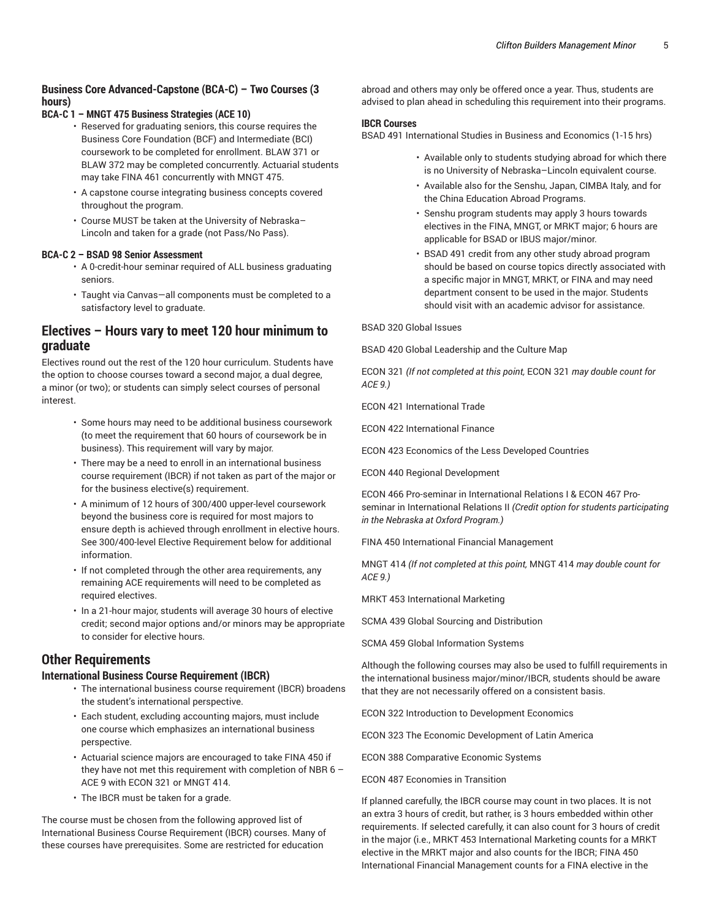### Business Core Advanced-Capstone (BCA-C) – Two Courses (3 hours)

#### BCA-C 1 – MNGT 475 Business Strategies (ACE 10)

- Reserved for graduating seniors, this course requires the Business Core Foundation (BCF) and Intermediate (BCI) coursework to be completed for enrollment. BLAW 371 or BLAW 372 may be completed concurrently. Actuarial students may take FINA 461 concurrently with MNGT 475.
- A capstone course integrating business concepts covered throughout the program.
- Course MUST be taken at the University of Nebraska–Lincoln and taken for a grade (not Pass/No Pass).

#### BCA-C 2 – BSAD 98 Senior Assessment

- A 0-credit-hour seminar required of ALL business graduating seniors.
- Taught via Canvas—all components must be completed to a satisfactory level to graduate.

## Electives – Hours vary to meet 120 hour minimum to graduate

Electives round out the rest of the 120 hour curriculum. Students have the option to choose courses toward a second major, a dual degree, a minor (or two); or students can simply select courses of personal interest.

- Some hours may need to be additional business coursework (to meet the requirement that 60 hours of coursework be in business). This requirement will vary by major.
- There may be a need to enroll in an international business course requirement (IBCR) if not taken as part of the major or for the business elective(s) requirement.
- A minimum of 12 hours of 300/400 upper-level coursework beyond the business core is required for most majors to ensure depth is achieved through enrollment in elective hours. See 300/400-level Elective Requirement below for additional information.
- If not completed through the other area requirements, any remaining ACE requirements will need to be completed as required electives.
- In a 21-hour major, students will average 30 hours of elective credit; second major options and/or minors may be appropriate to consider for elective hours.

## Other Requirements

### International Business Course Requirement (IBCR)

- The international business course requirement (IBCR) broadens the student's international perspective.
- Each student, excluding accounting majors, must include one course which emphasizes an international business perspective.
- Actuarial science majors are encouraged to take FINA 450 if they have not met this requirement with completion of NBR 6 – ACE 9 with ECON 321 or MNGT 414.
- The IBCR must be taken for a grade.

The course must be chosen from the following approved list of International Business Course Requirement (IBCR) courses. Many of these courses have prerequisites. Some are restricted for education abroad and others may only be offered once a year. Thus, students are advised to plan ahead in scheduling this requirement into their programs.

#### IBCR Courses

BSAD 491 International Studies in Business and Economics (1-15 hrs)

- Available only to students studying abroad for which there is no University of Nebraska–Lincoln equivalent course.
- Available also for the Senshu, Japan, CIMBA Italy, and for the China Education Abroad Programs.
- Senshu program students may apply 3 hours towards electives in the FINA, MNGT, or MRKT major; 6 hours are applicable for BSAD or IBUS major/minor.
- BSAD 491 credit from any other study abroad program should be based on course topics directly associated with a specific major in MNGT, MRKT, or FINA and may need department consent to be used in the major. Students should visit with an academic advisor for assistance.

BSAD 320 Global Issues

BSAD 420 Global Leadership and the Culture Map

ECON 321 *(If not completed at this point,* ECON 321 *may double count for ACE 9.)*

ECON 421 International Trade

ECON 422 International Finance

ECON 423 Economics of the Less Developed Countries

ECON 440 Regional Development

ECON 466 Pro-seminar in International Relations I & ECON 467 Pro-seminar in International Relations II *(Credit option for students participating in the Nebraska at Oxford Program.)*

FINA 450 International Financial Management

MNGT 414 *(If not completed at this point,* MNGT 414 *may double count for ACE 9.)*

MRKT 453 International Marketing

SCMA 439 Global Sourcing and Distribution

SCMA 459 Global Information Systems

Although the following courses may also be used to fulfill requirements in the international business major/minor/IBCR, students should be aware that they are not necessarily offered on a consistent basis.

ECON 322 Introduction to Development Economics

ECON 323 The Economic Development of Latin America

ECON 388 Comparative Economic Systems

ECON 487 Economies in Transition

If planned carefully, the IBCR course may count in two places. It is not an extra 3 hours of credit, but rather, is 3 hours embedded within other requirements. If selected carefully, it can also count for 3 hours of credit in the major (i.e., MRKT 453 International Marketing counts for a MRKT elective in the MRKT major and also counts for the IBCR; FINA 450 International Financial Management counts for a FINA elective in the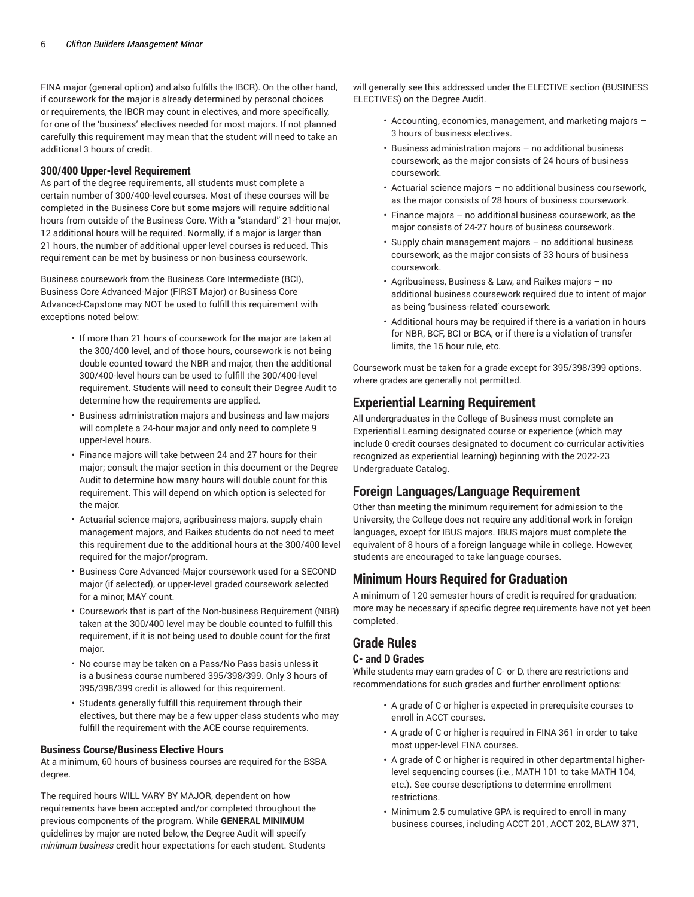FINA major (general option) and also fulfills the IBCR). On the other hand, if coursework for the major is already determined by personal choices or requirements, the IBCR may count in electives, and more specifically, for one of the 'business' electives needed for most majors. If not planned carefully this requirement may mean that the student will need to take an additional 3 hours of credit.

### 300/400 Upper-level Requirement

As part of the degree requirements, all students must complete a certain number of 300/400-level courses. Most of these courses will be completed in the Business Core but some majors will require additional hours from outside of the Business Core. With a "standard" 21-hour major, 12 additional hours will be required. Normally, if a major is larger than 21 hours, the number of additional upper-level courses is reduced. This requirement can be met by business or non-business coursework.

Business coursework from the Business Core Intermediate (BCI), Business Core Advanced-Major (FIRST Major) or Business Core Advanced-Capstone may NOT be used to fulfill this requirement with exceptions noted below:

- If more than 21 hours of coursework for the major are taken at the 300/400 level, and of those hours, coursework is not being double counted toward the NBR and major, then the additional 300/400-level hours can be used to fulfill the 300/400-level requirement. Students will need to consult their Degree Audit to determine how the requirements are applied.
- Business administration majors and business and law majors will complete a 24-hour major and only need to complete 9 upper-level hours.
- Finance majors will take between 24 and 27 hours for their major; consult the major section in this document or the Degree Audit to determine how many hours will double count for this requirement. This will depend on which option is selected for the major.
- Actuarial science majors, agribusiness majors, supply chain management majors, and Raikes students do not need to meet this requirement due to the additional hours at the 300/400 level required for the major/program.
- Business Core Advanced-Major coursework used for a SECOND major (if selected), or upper-level graded coursework selected for a minor, MAY count.
- Coursework that is part of the Non-business Requirement (NBR) taken at the 300/400 level may be double counted to fulfill this requirement, if it is not being used to double count for the first major.
- No course may be taken on a Pass/No Pass basis unless it is a business course numbered 395/398/399. Only 3 hours of 395/398/399 credit is allowed for this requirement.
- Students generally fulfill this requirement through their electives, but there may be a few upper-class students who may fulfill the requirement with the ACE course requirements.

### Business Course/Business Elective Hours

At a minimum, 60 hours of business courses are required for the BSBA degree.

The required hours WILL VARY BY MAJOR, dependent on how requirements have been accepted and/or completed throughout the previous components of the program. While **GENERAL MINIMUM** guidelines by major are noted below, the Degree Audit will specify *minimum business* credit hour expectations for each student. Students will generally see this addressed under the ELECTIVE section (BUSINESS ELECTIVES) on the Degree Audit.

- Accounting, economics, management, and marketing majors – 3 hours of business electives.
- Business administration majors – no additional business coursework, as the major consists of 24 hours of business coursework.
- Actuarial science majors – no additional business coursework, as the major consists of 28 hours of business coursework.
- Finance majors – no additional business coursework, as the major consists of 24-27 hours of business coursework.
- Supply chain management majors – no additional business coursework, as the major consists of 33 hours of business coursework.
- Agribusiness, Business & Law, and Raikes majors – no additional business coursework required due to intent of major as being 'business-related' coursework.
- Additional hours may be required if there is a variation in hours for NBR, BCF, BCI or BCA, or if there is a violation of transfer limits, the 15 hour rule, etc.

Coursework must be taken for a grade except for 395/398/399 options, where grades are generally not permitted.

## Experiential Learning Requirement

All undergraduates in the College of Business must complete an Experiential Learning designated course or experience (which may include 0-credit courses designated to document co-curricular activities recognized as experiential learning) beginning with the 2022-23 Undergraduate Catalog.

## Foreign Languages/Language Requirement

Other than meeting the minimum requirement for admission to the University, the College does not require any additional work in foreign languages, except for IBUS majors. IBUS majors must complete the equivalent of 8 hours of a foreign language while in college. However, students are encouraged to take language courses.

## Minimum Hours Required for Graduation

A minimum of 120 semester hours of credit is required for graduation; more may be necessary if specific degree requirements have not yet been completed.

## Grade Rules

### C- and D Grades

While students may earn grades of C- or D, there are restrictions and recommendations for such grades and further enrollment options:

- A grade of C or higher is expected in prerequisite courses to enroll in ACCT courses.
- A grade of C or higher is required in FINA 361 in order to take most upper-level FINA courses.
- A grade of C or higher is required in other departmental higher-level sequencing courses (i.e., MATH 101 to take MATH 104, etc.). See course descriptions to determine enrollment restrictions.
- Minimum 2.5 cumulative GPA is required to enroll in many business courses, including ACCT 201, ACCT 202, BLAW 371,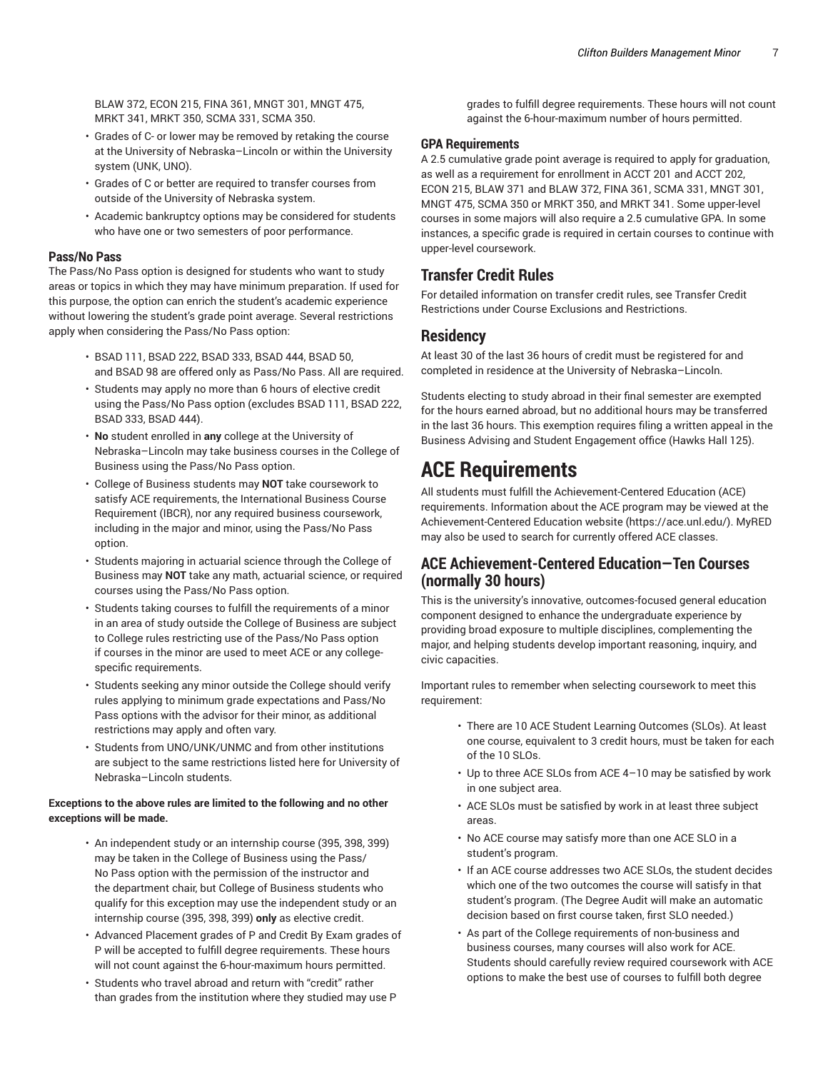BLAW 372, ECON 215, FINA 361, MNGT 301, MNGT 475, MRKT 341, MRKT 350, SCMA 331, SCMA 350.

- Grades of C- or lower may be removed by retaking the course at the University of Nebraska–Lincoln or within the University system (UNK, UNO).
- Grades of C or better are required to transfer courses from outside of the University of Nebraska system.
- Academic bankruptcy options may be considered for students who have one or two semesters of poor performance.

#### Pass/No Pass

The Pass/No Pass option is designed for students who want to study areas or topics in which they may have minimum preparation. If used for this purpose, the option can enrich the student's academic experience without lowering the student's grade point average. Several restrictions apply when considering the Pass/No Pass option:

- BSAD 111, BSAD 222, BSAD 333, BSAD 444, BSAD 50, and BSAD 98 are offered only as Pass/No Pass. All are required.
- Students may apply no more than 6 hours of elective credit using the Pass/No Pass option (excludes BSAD 111, BSAD 222, BSAD 333, BSAD 444).
- **No** student enrolled in **any** college at the University of Nebraska–Lincoln may take business courses in the College of Business using the Pass/No Pass option.
- College of Business students may **NOT** take coursework to satisfy ACE requirements, the International Business Course Requirement (IBCR), nor any required business coursework, including in the major and minor, using the Pass/No Pass option.
- Students majoring in actuarial science through the College of Business may **NOT** take any math, actuarial science, or required courses using the Pass/No Pass option.
- Students taking courses to fulfill the requirements of a minor in an area of study outside the College of Business are subject to College rules restricting use of the Pass/No Pass option if courses in the minor are used to meet ACE or any college-specific requirements.
- Students seeking any minor outside the College should verify rules applying to minimum grade expectations and Pass/No Pass options with the advisor for their minor, as additional restrictions may apply and often vary.
- Students from UNO/UNK/UNMC and from other institutions are subject to the same restrictions listed here for University of Nebraska–Lincoln students.

**Exceptions to the above rules are limited to the following and no other exceptions will be made.**

- An independent study or an internship course (395, 398, 399) may be taken in the College of Business using the Pass/No Pass option with the permission of the instructor and the department chair, but College of Business students who qualify for this exception may use the independent study or an internship course (395, 398, 399) **only** as elective credit.
- Advanced Placement grades of P and Credit By Exam grades of P will be accepted to fulfill degree requirements. These hours will not count against the 6-hour-maximum hours permitted.
- Students who travel abroad and return with "credit" rather than grades from the institution where they studied may use P grades to fulfill degree requirements. These hours will not count against the 6-hour-maximum number of hours permitted.

#### GPA Requirements

A 2.5 cumulative grade point average is required to apply for graduation, as well as a requirement for enrollment in ACCT 201 and ACCT 202, ECON 215, BLAW 371 and BLAW 372, FINA 361, SCMA 331, MNGT 301, MNGT 475, SCMA 350 or MRKT 350, and MRKT 341. Some upper-level courses in some majors will also require a 2.5 cumulative GPA. In some instances, a specific grade is required in certain courses to continue with upper-level coursework.

### Transfer Credit Rules

For detailed information on transfer credit rules, see Transfer Credit Restrictions under Course Exclusions and Restrictions.

### Residency

At least 30 of the last 36 hours of credit must be registered for and completed in residence at the University of Nebraska–Lincoln.

Students electing to study abroad in their final semester are exempted for the hours earned abroad, but no additional hours may be transferred in the last 36 hours. This exemption requires filing a written appeal in the Business Advising and Student Engagement office (Hawks Hall 125).

# ACE Requirements

All students must fulfill the Achievement-Centered Education (ACE) requirements. Information about the ACE program may be viewed at the Achievement-Centered Education website (https://ace.unl.edu/). MyRED may also be used to search for currently offered ACE classes.

### ACE Achievement-Centered Education—Ten Courses (normally 30 hours)

This is the university's innovative, outcomes-focused general education component designed to enhance the undergraduate experience by providing broad exposure to multiple disciplines, complementing the major, and helping students develop important reasoning, inquiry, and civic capacities.

Important rules to remember when selecting coursework to meet this requirement:

- There are 10 ACE Student Learning Outcomes (SLOs). At least one course, equivalent to 3 credit hours, must be taken for each of the 10 SLOs.
- Up to three ACE SLOs from ACE 4–10 may be satisfied by work in one subject area.
- ACE SLOs must be satisfied by work in at least three subject areas.
- No ACE course may satisfy more than one ACE SLO in a student's program.
- If an ACE course addresses two ACE SLOs, the student decides which one of the two outcomes the course will satisfy in that student's program. (The Degree Audit will make an automatic decision based on first course taken, first SLO needed.)
- As part of the College requirements of non-business and business courses, many courses will also work for ACE. Students should carefully review required coursework with ACE options to make the best use of courses to fulfill both degree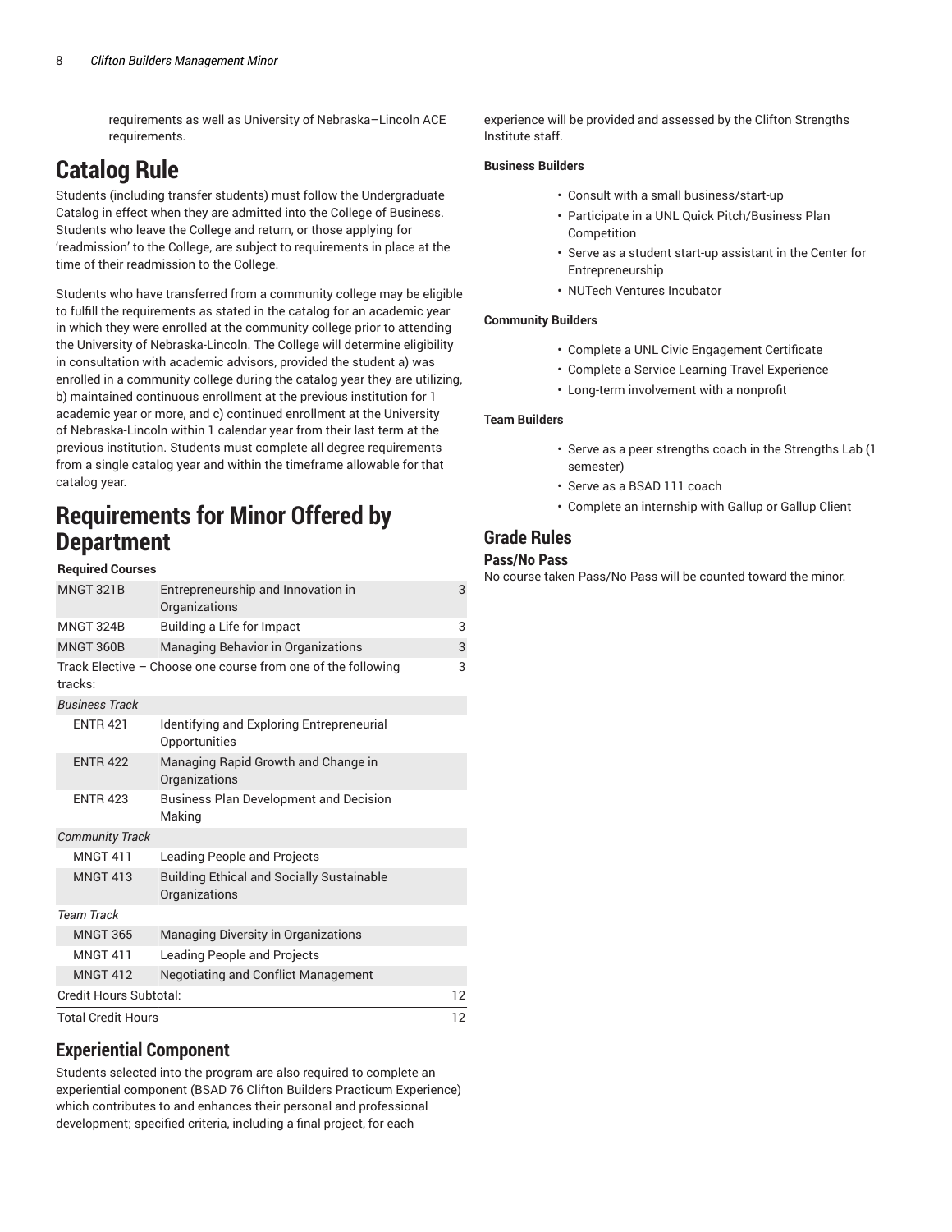requirements as well as University of Nebraska–Lincoln ACE requirements.

# Catalog Rule

Students (including transfer students) must follow the Undergraduate Catalog in effect when they are admitted into the College of Business. Students who leave the College and return, or those applying for 'readmission' to the College, are subject to requirements in place at the time of their readmission to the College.

Students who have transferred from a community college may be eligible to fulfill the requirements as stated in the catalog for an academic year in which they were enrolled at the community college prior to attending the University of Nebraska-Lincoln. The College will determine eligibility in consultation with academic advisors, provided the student a) was enrolled in a community college during the catalog year they are utilizing, b) maintained continuous enrollment at the previous institution for 1 academic year or more, and c) continued enrollment at the University of Nebraska-Lincoln within 1 calendar year from their last term at the previous institution. Students must complete all degree requirements from a single catalog year and within the timeframe allowable for that catalog year.

# Requirements for Minor Offered by Department

| | | |
|---|---|---|
| **Required Courses** | | |
| MNGT 321B | Entrepreneurship and Innovation in Organizations | 3 |
| MNGT 324B | Building a Life for Impact | 3 |
| MNGT 360B | Managing Behavior in Organizations | 3 |
| Track Elective – Choose one course from one of the following tracks: | | 3 |
| *Business Track* | | |
| ENTR 421 | Identifying and Exploring Entrepreneurial Opportunities | |
| ENTR 422 | Managing Rapid Growth and Change in Organizations | |
| ENTR 423 | Business Plan Development and Decision Making | |
| *Community Track* | | |
| MNGT 411 | Leading People and Projects | |
| MNGT 413 | Building Ethical and Socially Sustainable Organizations | |
| *Team Track* | | |
| MNGT 365 | Managing Diversity in Organizations | |
| MNGT 411 | Leading People and Projects | |
| MNGT 412 | Negotiating and Conflict Management | |
| Credit Hours Subtotal: | | 12 |
| Total Credit Hours | | 12 |

## Experiential Component

Students selected into the program are also required to complete an experiential component (BSAD 76 Clifton Builders Practicum Experience) which contributes to and enhances their personal and professional development; specified criteria, including a final project, for each experience will be provided and assessed by the Clifton Strengths Institute staff.

**Business Builders**

- Consult with a small business/start-up
- Participate in a UNL Quick Pitch/Business Plan Competition
- Serve as a student start-up assistant in the Center for Entrepreneurship
- NUTech Ventures Incubator

**Community Builders**

- Complete a UNL Civic Engagement Certificate
- Complete a Service Learning Travel Experience
- Long-term involvement with a nonprofit

**Team Builders**

- Serve as a peer strengths coach in the Strengths Lab (1 semester)
- Serve as a BSAD 111 coach
- Complete an internship with Gallup or Gallup Client

## Grade Rules

### Pass/No Pass

No course taken Pass/No Pass will be counted toward the minor.